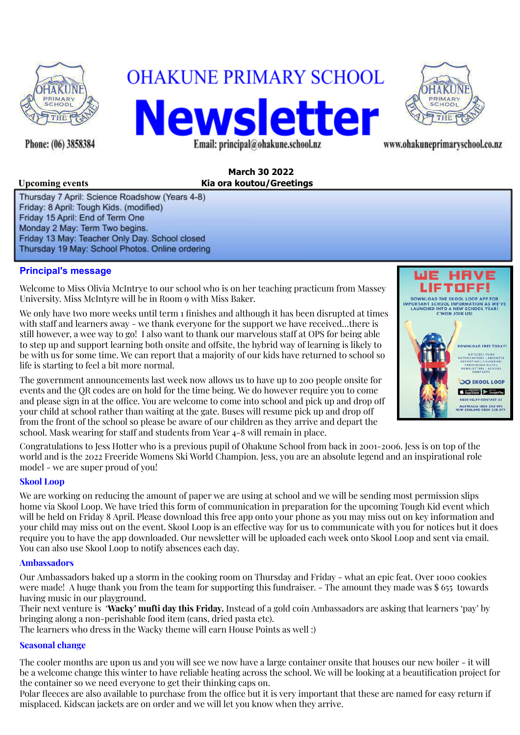# OHAKUNE PRIMARY SCHOOL

# Newsletter

Phone: (06) 3858384

Email: principal@ohakune.school.nz

www.ohakuneprimaryschool.co.nz

**March 30 2022**

**Kia ora koutou/Greetings**

**Upcoming events**

Thursday 7 April: Science Roadshow (Years 4-8)
Friday: 8 April: Tough Kids. (modified)
Friday 15 April: End of Term One
Monday 2 May: Term Two begins.
Friday 13 May: Teacher Only Day. School closed
Thursday 19 May: School Photos. Online ordering

## Principal's message

Welcome to Miss Olivia McIntrye to our school who is on her teaching practicum from Massey University. Miss McIntyre will be in Room 9 with Miss Baker.

We only have two more weeks until term 1 finishes and although it has been disrupted at times with staff and learners away - we thank everyone for the support we have received...there is still however, a wee way to go! I also want to thank our marvelous staff at OPS for being able to step up and support learning both onsite and offsite, the hybrid way of learning is likely to be with us for some time. We can report that a majority of our kids have returned to school so life is starting to feel a bit more normal.

The government announcements last week now allows us to have up to 200 people onsite for events and the QR codes are on hold for the time being. We do however require you to come and please sign in at the office. You are welcome to come into school and pick up and drop off your child at school rather than waiting at the gate. Buses will resume pick up and drop off from the front of the school so please be aware of our children as they arrive and depart the school. Mask wearing for staff and students from Year 4-8 will remain in place.

Congratulations to Jess Hotter who is a previous pupil of Ohakune School from back in 2001-2006. Jess is on top of the world and is the 2022 Freeride Womens Ski World Champion. Jess, you are an absolute legend and an inspirational role model - we are super proud of you!

WE HAVE LIFTOFF!

DOWNLOAD THE SKOOL LOOP APP FOR IMPORTANT SCHOOL INFORMATION AS WE'VE LAUNCHED INTO A NEW SCHOOL YEAR! C'MON JOIN US!

DOWNLOAD FREE TODAY!

NOTICES | PUSH NOTIFICATIONS | ABSENTEE REPORTING | CALENDAR | PERMISSION SLIPS | NEWSLETTERS | SCHOOL CONTACTS

SKOOL LOOP

NEED HELP? CONTACT US
AUSTRALIA 1800 203 493
NEW ZEALAND 0800 338 379

### Skool Loop

We are working on reducing the amount of paper we are using at school and we will be sending most permission slips home via Skool Loop. We have tried this form of communication in preparation for the upcoming Tough Kid event which will be held on Friday 8 April. Please download this free app onto your phone as you may miss out on key information and your child may miss out on the event. Skool Loop is an effective way for us to communicate with you for notices but it does require you to have the app downloaded. Our newsletter will be uploaded each week onto Skool Loop and sent via email. You can also use Skool Loop to notify absences each day.

### Ambassadors

Our Ambassadors baked up a storm in the cooking room on Thursday and Friday - what an epic feat. Over 1000 cookies were made! A huge thank you from the team for supporting this fundraiser. - The amount they made was $ 655 towards having music in our playground.
Their next venture is '**Wacky' mufti day this Friday.** Instead of a gold coin Ambassadors are asking that learners 'pay' by bringing along a non-perishable food item (cans, dried pasta etc).
The learners who dress in the Wacky theme will earn House Points as well :)

### Seasonal change

The cooler months are upon us and you will see we now have a large container onsite that houses our new boiler - it will be a welcome change this winter to have reliable heating across the school. We will be looking at a beautification project for the container so we need everyone to get their thinking caps on.
Polar fleeces are also available to purchase from the office but it is very important that these are named for easy return if misplaced. Kidscan jackets are on order and we will let you know when they arrive.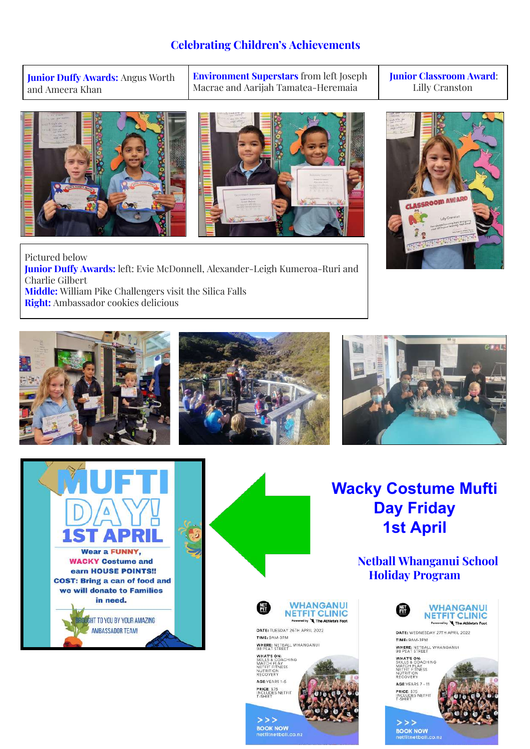## Celebrating Children's Achievements

| **Junior Duffy Awards:** Angus Worth and Ameera Khan | **Environment Superstars** from left Joseph Macrae and Aarijah Tamatea-Heremaia | **Junior Classroom Award:** Lilly Cranston |
|---|---|---|

Pictured below
**Junior Duffy Awards:** left: Evie McDonnell, Alexander-Leigh Kumeroa-Ruri and Charlie Gilbert
**Middle:** William Pike Challengers visit the Silica Falls
**Right:** Ambassador cookies delicious

**MUFTI DAY! 1ST APRIL**

Wear a FUNNY, WACKY Costume and earn HOUSE POINTS!!
COST: Bring a can of food and we will donate to Families in need.

BROUGHT TO YOU BY YOUR AMAZING AMBASSADOR TEAM!

## Wacky Costume Mufti Day Friday 1st April

## Netball Whanganui School Holiday Program

**WHANGANUI NETFIT CLINIC**
Powered by The Athlete's Foot

DATE: TUESDAY 26TH APRIL 2022
TIME: 9AM-3PM
WHERE: NETBALL WHANGANUI 98 PEAT STREET
WHAT'S ON: SKILLS & COACHING, MATCH PLAY, NETFIT FITNESS, NUTRITION, RECOVERY
AGE: YEARS 1-6
PRICE: $75 INCLUDES NETFIT T-SHIRT
>>> BOOK NOW netfitnetball.co.nz

**WHANGANUI NETFIT CLINIC**
Powered by The Athlete's Foot

DATE: WEDNESDAY 27TH APRIL 2022
TIME: 9AM-3PM
WHERE: NETBALL WHANGANUI 98 PEAT STREET
WHAT'S ON: SKILLS & COACHING, MATCH PLAY, NETFIT FITNESS, NUTRITION, RECOVERY
AGE: YEARS 7 - 11
PRICE: $75 INCLUDES NETFIT T-SHIRT
>>> BOOK NOW netfitnetball.co.nz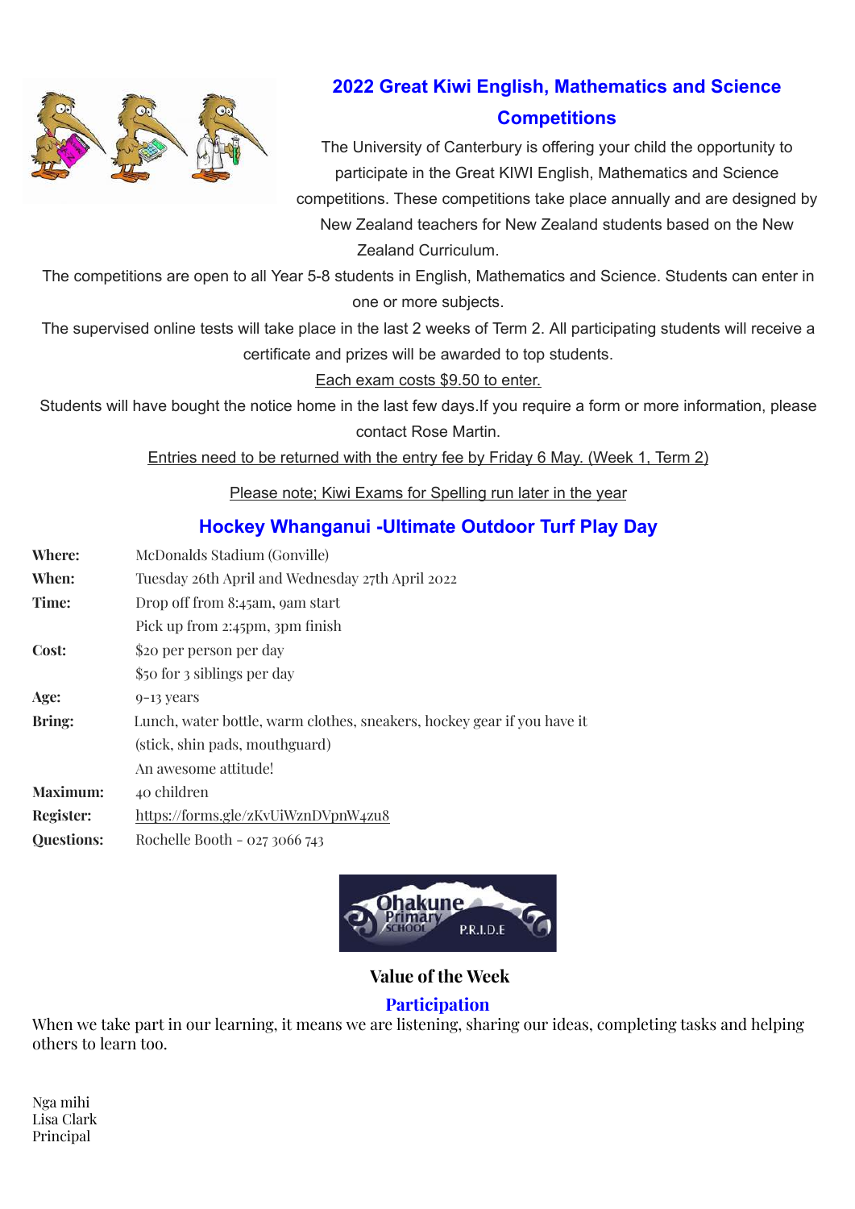## 2022 Great Kiwi English, Mathematics and Science Competitions

The University of Canterbury is offering your child the opportunity to participate in the Great KIWI English, Mathematics and Science competitions. These competitions take place annually and are designed by New Zealand teachers for New Zealand students based on the New Zealand Curriculum.

The competitions are open to all Year 5-8 students in English, Mathematics and Science. Students can enter in one or more subjects.

The supervised online tests will take place in the last 2 weeks of Term 2. All participating students will receive a certificate and prizes will be awarded to top students.

Each exam costs $9.50 to enter.

Students will have bought the notice home in the last few days.If you require a form or more information, please contact Rose Martin.

Entries need to be returned with the entry fee by Friday 6 May. (Week 1, Term 2)

Please note; Kiwi Exams for Spelling run later in the year

## Hockey Whanganui -Ultimate Outdoor Turf Play Day

| | |
|---|---|
| **Where:** | McDonalds Stadium (Gonville) |
| **When:** | Tuesday 26th April and Wednesday 27th April 2022 |
| **Time:** | Drop off from 8:45am, 9am start |
| | Pick up from 2:45pm, 3pm finish |
| **Cost:** | $20 per person per day |
| | $50 for 3 siblings per day |
| **Age:** | 9-13 years |
| **Bring:** | Lunch, water bottle, warm clothes, sneakers, hockey gear if you have it (stick, shin pads, mouthguard) |
| | An awesome attitude! |
| **Maximum:** | 40 children |
| **Register:** | https://forms.gle/zKvUiWznDVpnW4zu8 |
| **Questions:** | Rochelle Booth - 027 3066 743 |

Ohakune Primary School P.R.I.D.E

### Value of the Week

### Participation

When we take part in our learning, it means we are listening, sharing our ideas, completing tasks and helping others to learn too.

Nga mihi
Lisa Clark
Principal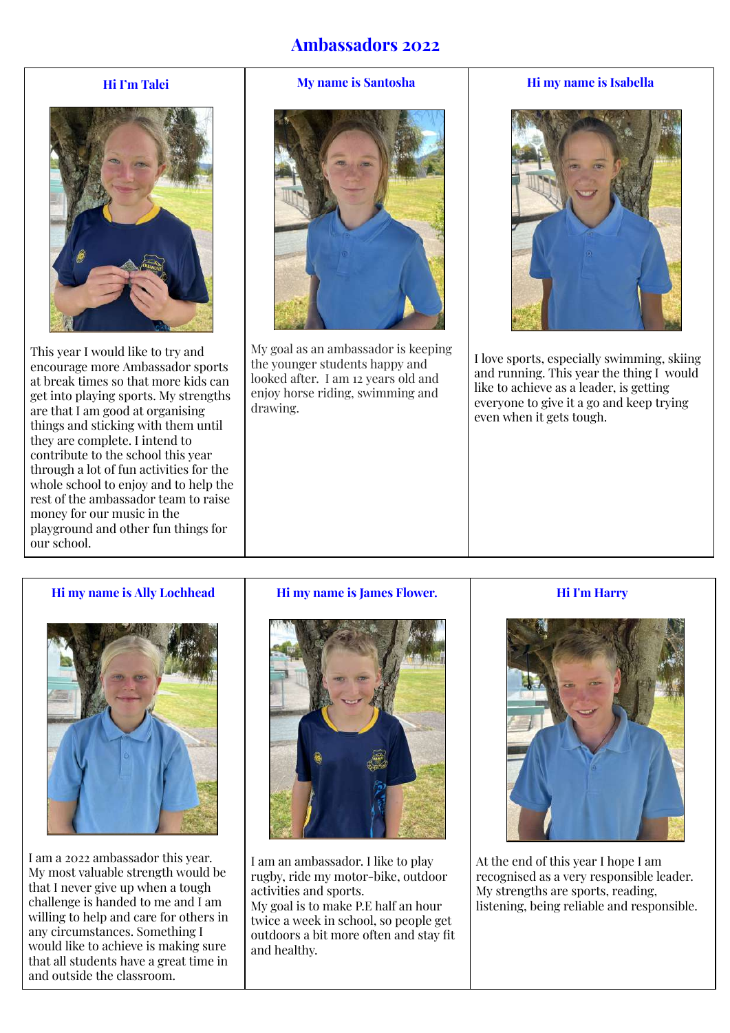# Ambassadors 2022

### Hi I'm Talei

This year I would like to try and encourage more Ambassador sports at break times so that more kids can get into playing sports. My strengths are that I am good at organising things and sticking with them until they are complete. I intend to contribute to the school this year through a lot of fun activities for the whole school to enjoy and to help the rest of the ambassador team to raise money for our music in the playground and other fun things for our school.

### My name is Santosha

My goal as an ambassador is keeping the younger students happy and looked after. I am 12 years old and enjoy horse riding, swimming and drawing.

### Hi my name is Isabella

I love sports, especially swimming, skiing and running. This year the thing I would like to achieve as a leader, is getting everyone to give it a go and keep trying even when it gets tough.

### Hi my name is Ally Lochhead

I am a 2022 ambassador this year. My most valuable strength would be that I never give up when a tough challenge is handed to me and I am willing to help and care for others in any circumstances. Something I would like to achieve is making sure that all students have a great time in and outside the classroom.

### Hi my name is James Flower.

I am an ambassador. I like to play rugby, ride my motor-bike, outdoor activities and sports.
My goal is to make P.E half an hour twice a week in school, so people get outdoors a bit more often and stay fit and healthy.

### Hi I'm Harry

At the end of this year I hope I am recognised as a very responsible leader. My strengths are sports, reading, listening, being reliable and responsible.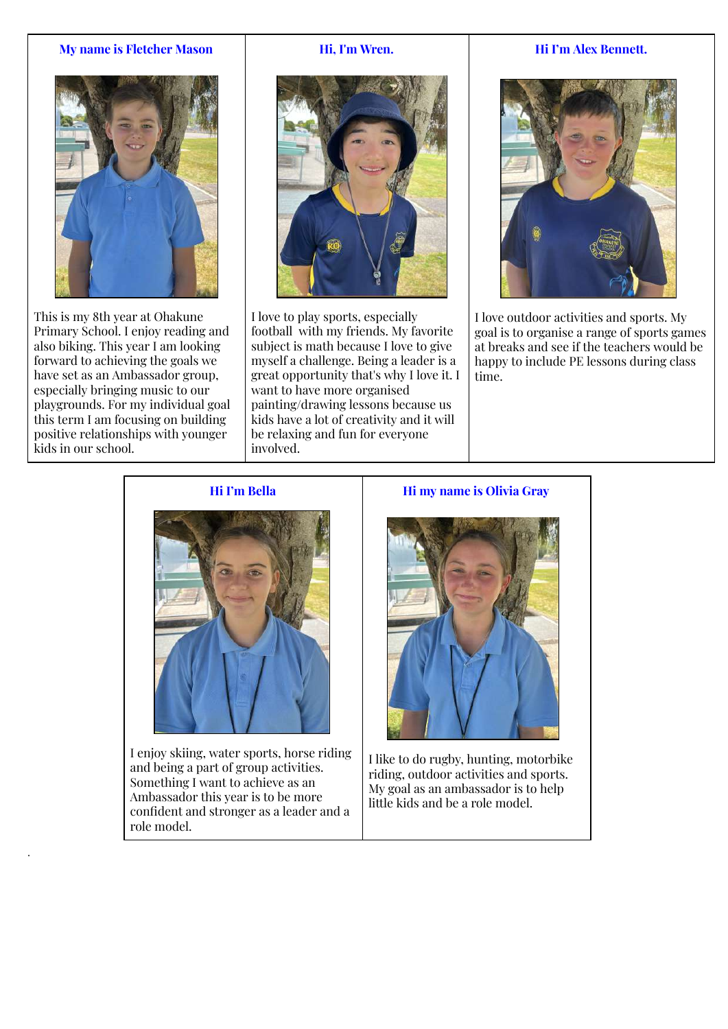### My name is Fletcher Mason

This is my 8th year at Ohakune Primary School. I enjoy reading and also biking. This year I am looking forward to achieving the goals we have set as an Ambassador group, especially bringing music to our playgrounds. For my individual goal this term I am focusing on building positive relationships with younger kids in our school.

### Hi, I'm Wren.

I love to play sports, especially football with my friends. My favorite subject is math because I love to give myself a challenge. Being a leader is a great opportunity that's why I love it. I want to have more organised painting/drawing lessons because us kids have a lot of creativity and it will be relaxing and fun for everyone involved.

### Hi I'm Alex Bennett.

I love outdoor activities and sports. My goal is to organise a range of sports games at breaks and see if the teachers would be happy to include PE lessons during class time.

### Hi I'm Bella

I enjoy skiing, water sports, horse riding and being a part of group activities. Something I want to achieve as an Ambassador this year is to be more confident and stronger as a leader and a role model.

### Hi my name is Olivia Gray

I like to do rugby, hunting, motorbike riding, outdoor activities and sports. My goal as an ambassador is to help little kids and be a role model.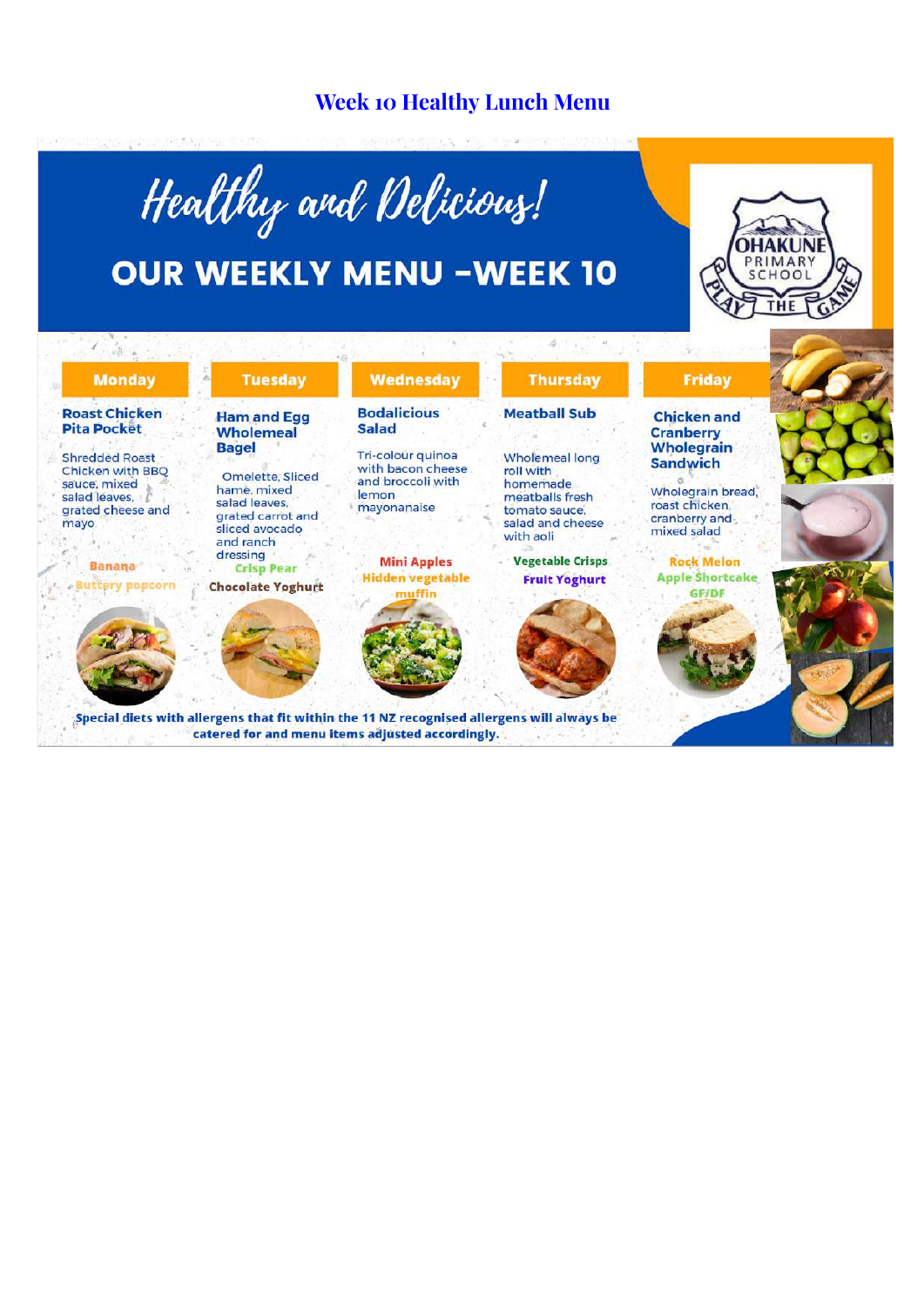# Week 10 Healthy Lunch Menu

## Healthy and Delicious!

## OUR WEEKLY MENU -WEEK 10

OHAKUNE PRIMARY SCHOOL — PLAY THE GAME

| Monday | Tuesday | Wednesday | Thursday | Friday |
| --- | --- | --- | --- | --- |
| **Roast Chicken Pita Pocket** | **Ham and Egg Wholemeal Bagel** | **Bodalicious Salad** | **Meatball Sub** | **Chicken and Cranberry Wholegrain Sandwich** |
| Shredded Roast Chicken with BBQ sauce, mixed salad leaves, grated cheese and mayo | Omelette, Sliced hame, mixed salad leaves, grated carrot and sliced avocado and ranch dressing | Tri-colour quinoa with bacon cheese and broccoli with lemon mayonanaise | Wholemeal long roll with homemade meatballs fresh tomato sauce, salad and cheese with aoli | Wholegrain bread, roast chicken, cranberry and mixed salad |
| Banana | Crisp Pear | Mini Apples | Vegetable Crisps | Rock Melon |
| Buttery popcorn | Chocolate Yoghurt | Hidden vegetable muffin | Fruit Yoghurt | Apple Shortcake GF/DF |

Special diets with allergens that fit within the 11 NZ recognised allergens will always be catered for and menu items adjusted accordingly.